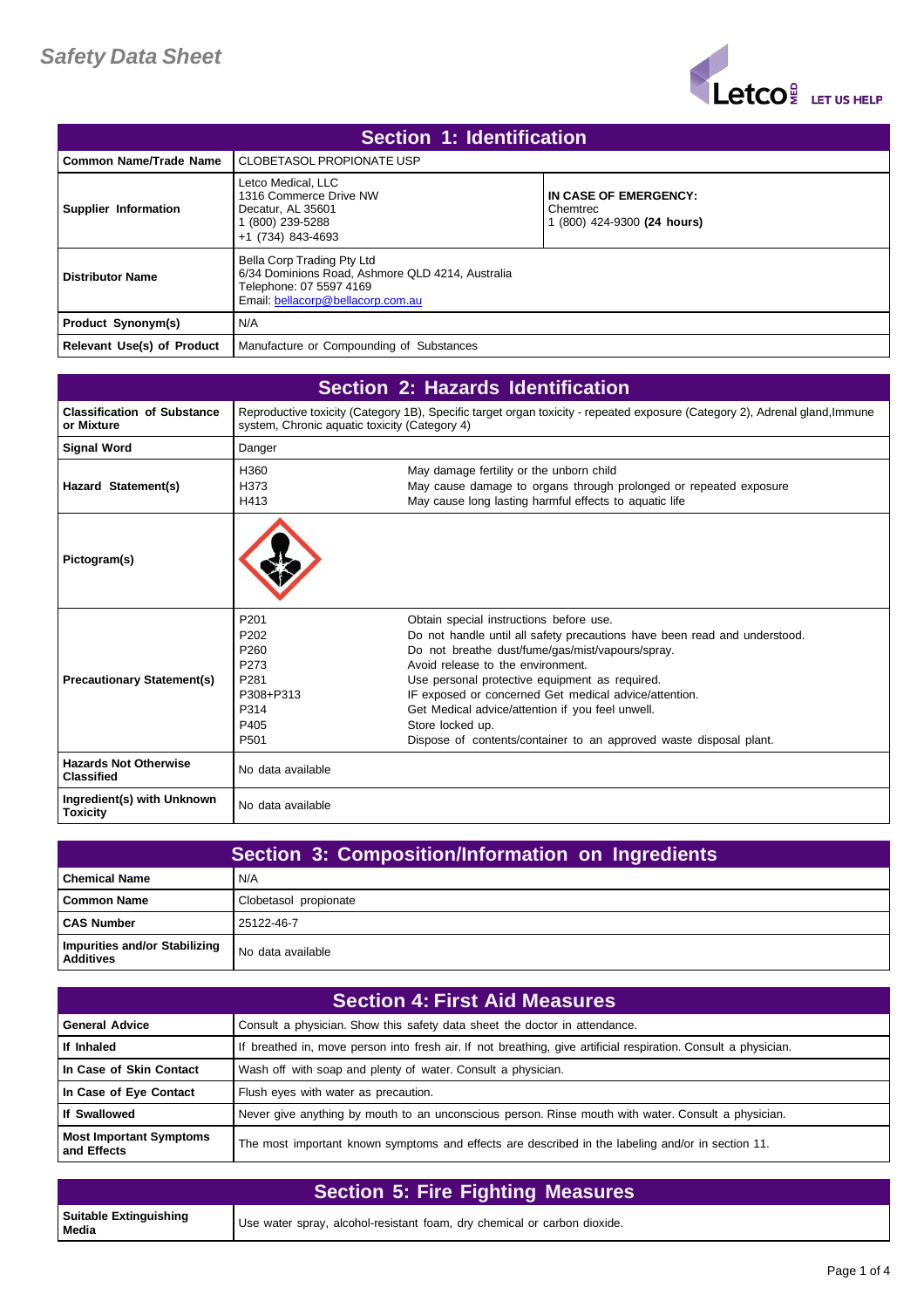# Safety Data Sheet

## Section 1: Identification

| | | |
|---|---|---|
| **Common Name/Trade Name** | CLOBETASOL PROPIONATE USP | |
| **Supplier Information** | Letco Medical, LLC<br>1316 Commerce Drive NW<br>Decatur, AL 35601<br>1 (800) 239-5288<br>+1 (734) 843-4693 | **IN CASE OF EMERGENCY:**<br>Chemtrec<br>1 (800) 424-9300 **(24 hours)** |
| **Distributor Name** | Bella Corp Trading Pty Ltd<br>6/34 Dominions Road, Ashmore QLD 4214, Australia<br>Telephone: 07 5597 4169<br>Email: bellacorp@bellacorp.com.au | |
| **Product Synonym(s)** | N/A | |
| **Relevant Use(s) of Product** | Manufacture or Compounding of Substances | |

## Section 2: Hazards Identification

| | | |
|---|---|---|
| **Classification of Substance or Mixture** | Reproductive toxicity (Category 1B), Specific target organ toxicity - repeated exposure (Category 2), Adrenal gland,Immune system, Chronic aquatic toxicity (Category 4) | |
| **Signal Word** | Danger | |
| **Hazard Statement(s)** | H360<br>H373<br>H413 | May damage fertility or the unborn child<br>May cause damage to organs through prolonged or repeated exposure<br>May cause long lasting harmful effects to aquatic life |
| **Pictogram(s)** | | |
| **Precautionary Statement(s)** | P201<br>P202<br>P260<br>P273<br>P281<br>P308+P313<br>P314<br>P405<br>P501 | Obtain special instructions before use.<br>Do not handle until all safety precautions have been read and understood.<br>Do not breathe dust/fume/gas/mist/vapours/spray.<br>Avoid release to the environment.<br>Use personal protective equipment as required.<br>IF exposed or concerned Get medical advice/attention.<br>Get Medical advice/attention if you feel unwell.<br>Store locked up.<br>Dispose of contents/container to an approved waste disposal plant. |
| **Hazards Not Otherwise Classified** | No data available | |
| **Ingredient(s) with Unknown Toxicity** | No data available | |

## Section 3: Composition/Information on Ingredients

| | |
|---|---|
| **Chemical Name** | N/A |
| **Common Name** | Clobetasol propionate |
| **CAS Number** | 25122-46-7 |
| **Impurities and/or Stabilizing Additives** | No data available |

## Section 4: First Aid Measures

| | |
|---|---|
| **General Advice** | Consult a physician. Show this safety data sheet the doctor in attendance. |
| **If Inhaled** | If breathed in, move person into fresh air. If not breathing, give artificial respiration. Consult a physician. |
| **In Case of Skin Contact** | Wash off with soap and plenty of water. Consult a physician. |
| **In Case of Eye Contact** | Flush eyes with water as precaution. |
| **If Swallowed** | Never give anything by mouth to an unconscious person. Rinse mouth with water. Consult a physician. |
| **Most Important Symptoms and Effects** | The most important known symptoms and effects are described in the labeling and/or in section 11. |

## Section 5: Fire Fighting Measures

| | |
|---|---|
| **Suitable Extinguishing Media** | Use water spray, alcohol-resistant foam, dry chemical or carbon dioxide. |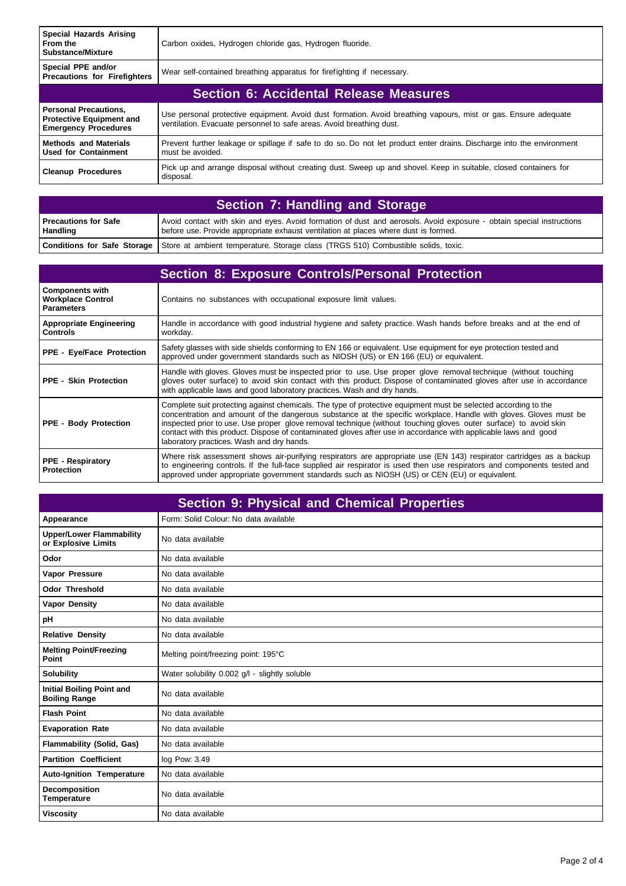| | |
|---|---|
| **Special Hazards Arising From the Substance/Mixture** | Carbon oxides, Hydrogen chloride gas, Hydrogen fluoride. |
| **Special PPE and/or Precautions for Firefighters** | Wear self-contained breathing apparatus for firefighting if necessary. |

## Section 6: Accidental Release Measures

| | |
|---|---|
| **Personal Precautions, Protective Equipment and Emergency Procedures** | Use personal protective equipment. Avoid dust formation. Avoid breathing vapours, mist or gas. Ensure adequate ventilation. Evacuate personnel to safe areas. Avoid breathing dust. |
| **Methods and Materials Used for Containment** | Prevent further leakage or spillage if safe to do so. Do not let product enter drains. Discharge into the environment must be avoided. |
| **Cleanup Procedures** | Pick up and arrange disposal without creating dust. Sweep up and shovel. Keep in suitable, closed containers for disposal. |

## Section 7: Handling and Storage

| | |
|---|---|
| **Precautions for Safe Handling** | Avoid contact with skin and eyes. Avoid formation of dust and aerosols. Avoid exposure - obtain special instructions before use. Provide appropriate exhaust ventilation at places where dust is formed. |
| **Conditions for Safe Storage** | Store at ambient temperature. Storage class (TRGS 510) Combustible solids, toxic. |

## Section 8: Exposure Controls/Personal Protection

| | |
|---|---|
| **Components with Workplace Control Parameters** | Contains no substances with occupational exposure limit values. |
| **Appropriate Engineering Controls** | Handle in accordance with good industrial hygiene and safety practice. Wash hands before breaks and at the end of workday. |
| **PPE - Eye/Face Protection** | Safety glasses with side shields conforming to EN 166 or equivalent. Use equipment for eye protection tested and approved under government standards such as NIOSH (US) or EN 166 (EU) or equivalent. |
| **PPE - Skin Protection** | Handle with gloves. Gloves must be inspected prior to use. Use proper glove removal technique (without touching gloves outer surface) to avoid skin contact with this product. Dispose of contaminated gloves after use in accordance with applicable laws and good laboratory practices. Wash and dry hands. |
| **PPE - Body Protection** | Complete suit protecting against chemicals. The type of protective equipment must be selected according to the concentration and amount of the dangerous substance at the specific workplace. Handle with gloves. Gloves must be inspected prior to use. Use proper glove removal technique (without touching gloves outer surface) to avoid skin contact with this product. Dispose of contaminated gloves after use in accordance with applicable laws and good laboratory practices. Wash and dry hands. |
| **PPE - Respiratory Protection** | Where risk assessment shows air-purifying respirators are appropriate use (EN 143) respirator cartridges as a backup to engineering controls. If the full-face supplied air respirator is used then use respirators and components tested and approved under appropriate government standards such as NIOSH (US) or CEN (EU) or equivalent. |

## Section 9: Physical and Chemical Properties

| | |
|---|---|
| **Appearance** | Form: Solid Colour: No data available |
| **Upper/Lower Flammability or Explosive Limits** | No data available |
| **Odor** | No data available |
| **Vapor Pressure** | No data available |
| **Odor Threshold** | No data available |
| **Vapor Density** | No data available |
| **pH** | No data available |
| **Relative Density** | No data available |
| **Melting Point/Freezing Point** | Melting point/freezing point: 195°C |
| **Solubility** | Water solubility 0.002 g/l - slightly soluble |
| **Initial Boiling Point and Boiling Range** | No data available |
| **Flash Point** | No data available |
| **Evaporation Rate** | No data available |
| **Flammability (Solid, Gas)** | No data available |
| **Partition Coefficient** | log Pow: 3.49 |
| **Auto-Ignition Temperature** | No data available |
| **Decomposition Temperature** | No data available |
| **Viscosity** | No data available |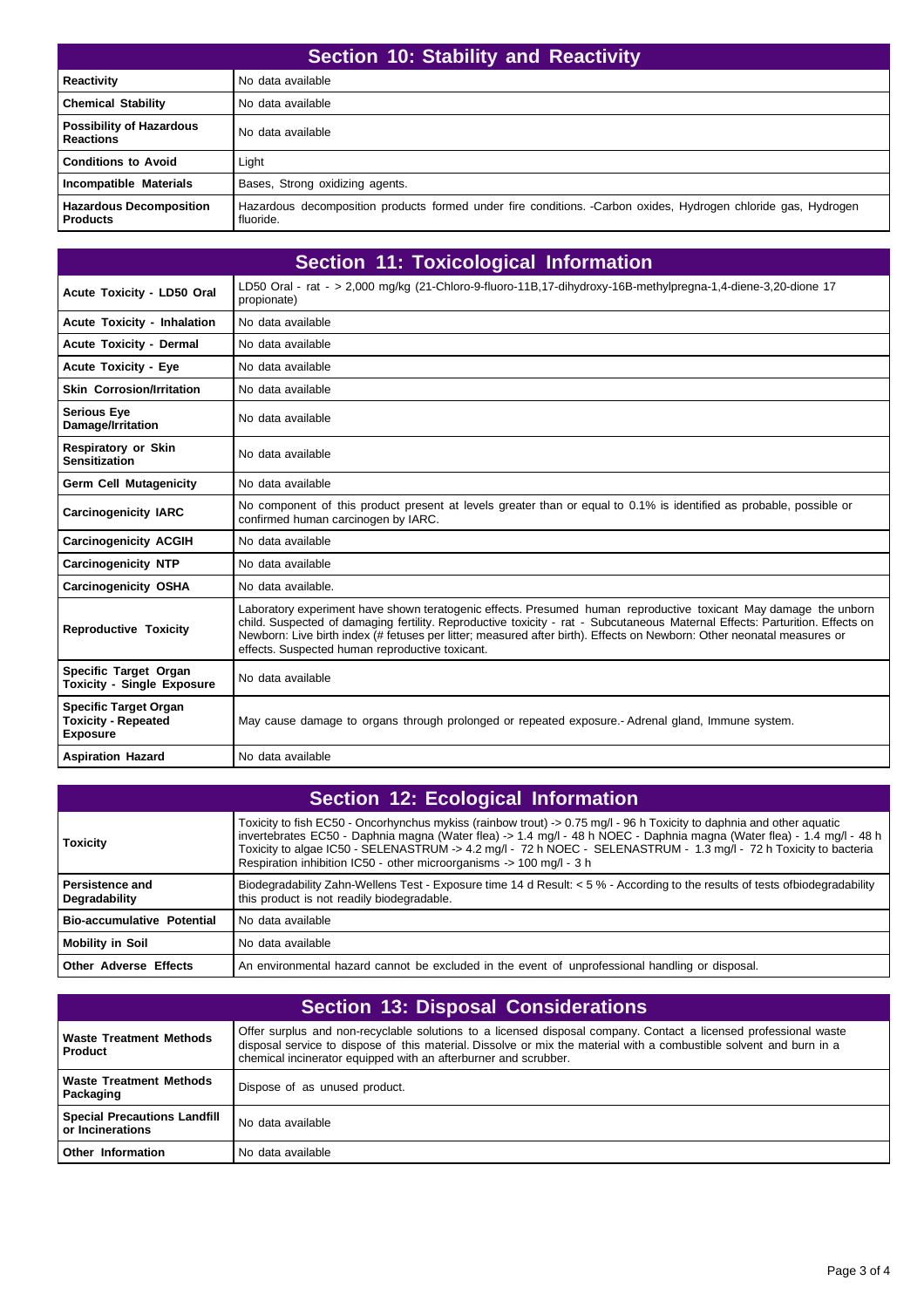## Section 10: Stability and Reactivity

| | |
|---|---|
| **Reactivity** | No data available |
| **Chemical Stability** | No data available |
| **Possibility of Hazardous Reactions** | No data available |
| **Conditions to Avoid** | Light |
| **Incompatible Materials** | Bases, Strong oxidizing agents. |
| **Hazardous Decomposition Products** | Hazardous decomposition products formed under fire conditions. -Carbon oxides, Hydrogen chloride gas, Hydrogen fluoride. |

## Section 11: Toxicological Information

| | |
|---|---|
| **Acute Toxicity - LD50 Oral** | LD50 Oral - rat - > 2,000 mg/kg (21-Chloro-9-fluoro-11B,17-dihydroxy-16B-methylpregna-1,4-diene-3,20-dione 17 propionate) |
| **Acute Toxicity - Inhalation** | No data available |
| **Acute Toxicity - Dermal** | No data available |
| **Acute Toxicity - Eye** | No data available |
| **Skin Corrosion/Irritation** | No data available |
| **Serious Eye Damage/Irritation** | No data available |
| **Respiratory or Skin Sensitization** | No data available |
| **Germ Cell Mutagenicity** | No data available |
| **Carcinogenicity IARC** | No component of this product present at levels greater than or equal to 0.1% is identified as probable, possible or confirmed human carcinogen by IARC. |
| **Carcinogenicity ACGIH** | No data available |
| **Carcinogenicity NTP** | No data available |
| **Carcinogenicity OSHA** | No data available. |
| **Reproductive Toxicity** | Laboratory experiment have shown teratogenic effects. Presumed human reproductive toxicant May damage the unborn child. Suspected of damaging fertility. Reproductive toxicity - rat - Subcutaneous Maternal Effects: Parturition. Effects on Newborn: Live birth index (# fetuses per litter; measured after birth). Effects on Newborn: Other neonatal measures or effects. Suspected human reproductive toxicant. |
| **Specific Target Organ Toxicity - Single Exposure** | No data available |
| **Specific Target Organ Toxicity - Repeated Exposure** | May cause damage to organs through prolonged or repeated exposure.- Adrenal gland, Immune system. |
| **Aspiration Hazard** | No data available |

## Section 12: Ecological Information

| | |
|---|---|
| **Toxicity** | Toxicity to fish EC50 - Oncorhynchus mykiss (rainbow trout) -> 0.75 mg/l - 96 h Toxicity to daphnia and other aquatic invertebrates EC50 - Daphnia magna (Water flea) -> 1.4 mg/l - 48 h NOEC - Daphnia magna (Water flea) - 1.4 mg/l - 48 h Toxicity to algae IC50 - SELENASTRUM -> 4.2 mg/l - 72 h NOEC - SELENASTRUM - 1.3 mg/l - 72 h Toxicity to bacteria Respiration inhibition IC50 - other microorganisms -> 100 mg/l - 3 h |
| **Persistence and Degradability** | Biodegradability Zahn-Wellens Test - Exposure time 14 d Result: < 5 % - According to the results of tests ofbiodegradability this product is not readily biodegradable. |
| **Bio-accumulative Potential** | No data available |
| **Mobility in Soil** | No data available |
| **Other Adverse Effects** | An environmental hazard cannot be excluded in the event of unprofessional handling or disposal. |

## Section 13: Disposal Considerations

| | |
|---|---|
| **Waste Treatment Methods Product** | Offer surplus and non-recyclable solutions to a licensed disposal company. Contact a licensed professional waste disposal service to dispose of this material. Dissolve or mix the material with a combustible solvent and burn in a chemical incinerator equipped with an afterburner and scrubber. |
| **Waste Treatment Methods Packaging** | Dispose of as unused product. |
| **Special Precautions Landfill or Incinerations** | No data available |
| **Other Information** | No data available |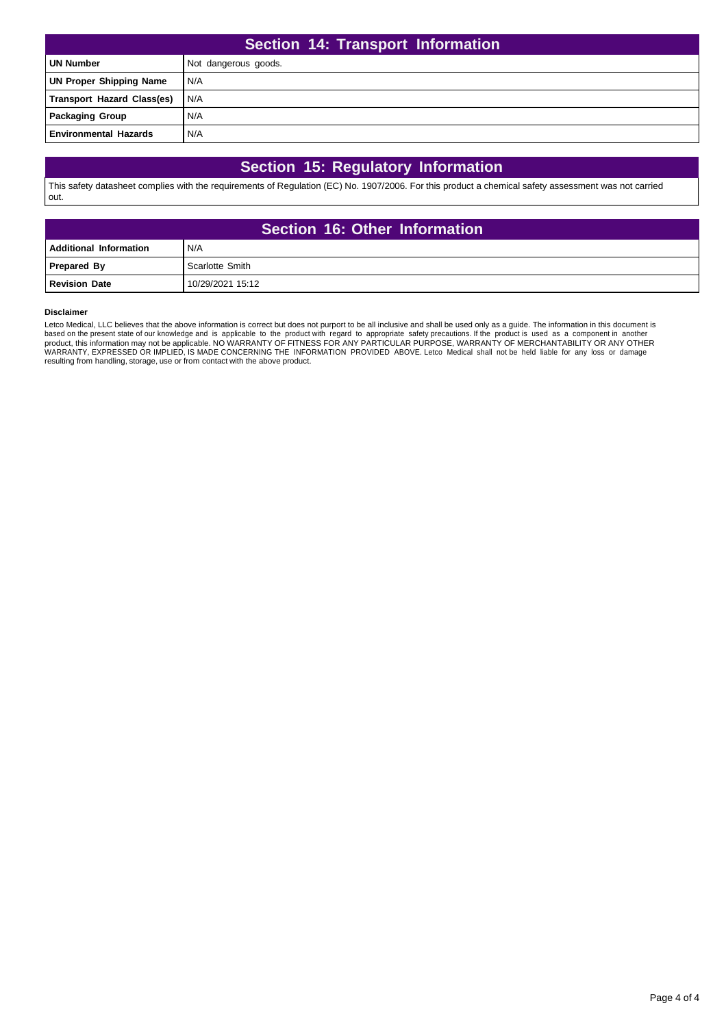## Section 14: Transport Information

| | |
|---|---|
| **UN Number** | Not dangerous goods. |
| **UN Proper Shipping Name** | N/A |
| **Transport Hazard Class(es)** | N/A |
| **Packaging Group** | N/A |
| **Environmental Hazards** | N/A |

## Section 15: Regulatory Information

This safety datasheet complies with the requirements of Regulation (EC) No. 1907/2006. For this product a chemical safety assessment was not carried out.

## Section 16: Other Information

| | |
|---|---|
| **Additional Information** | N/A |
| **Prepared By** | Scarlotte Smith |
| **Revision Date** | 10/29/2021 15:12 |

**Disclaimer**

Letco Medical, LLC believes that the above information is correct but does not purport to be all inclusive and shall be used only as a guide. The information in this document is based on the present state of our knowledge and is applicable to the product with regard to appropriate safety precautions. If the product is used as a component in another product, this information may not be applicable. NO WARRANTY OF FITNESS FOR ANY PARTICULAR PURPOSE, WARRANTY OF MERCHANTABILITY OR ANY OTHER WARRANTY, EXPRESSED OR IMPLIED, IS MADE CONCERNING THE INFORMATION PROVIDED ABOVE. Letco Medical shall not be held liable for any loss or damage resulting from handling, storage, use or from contact with the above product.